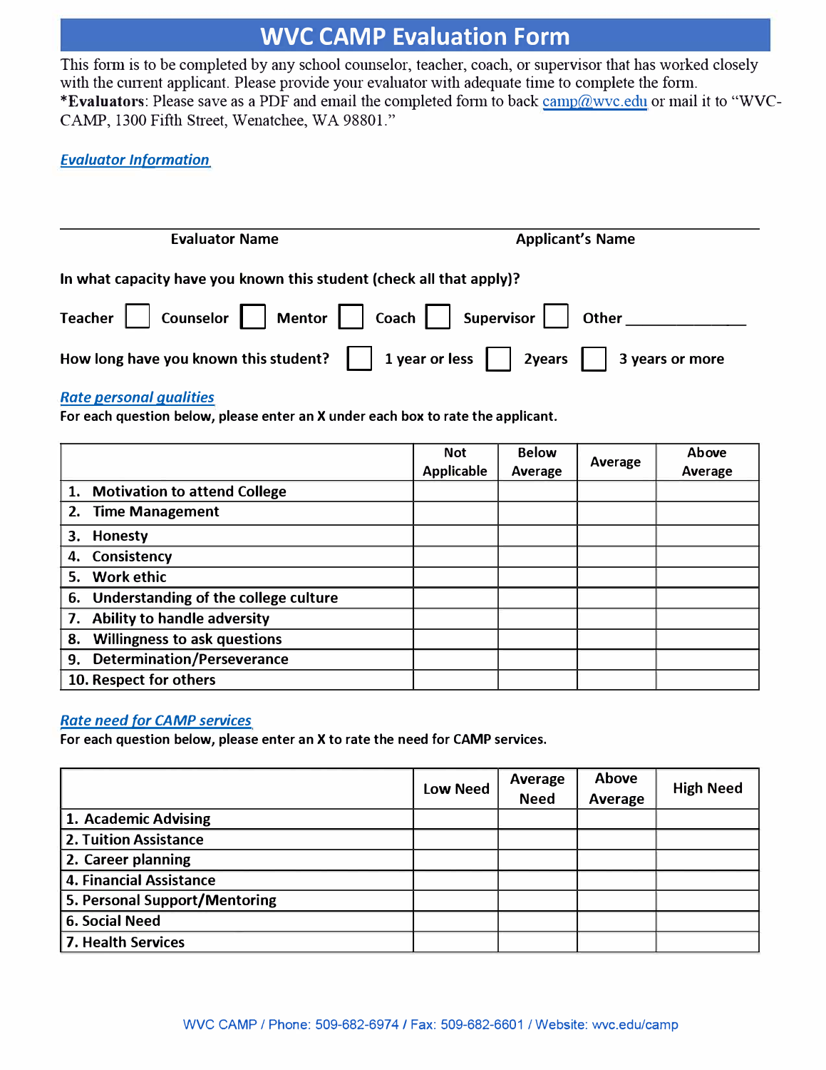# WVC CAMP Evaluation Form

This form is to be completed by any school counselor, teacher, coach, or supervisor that has worked closely with the current applicant. Please provide your evaluator with adequate time to complete the form.
***Evaluators**: Please save as a PDF and email the completed form to back camp@wvc.edu or mail it to "WVC-CAMP, 1300 Fifth Street, Wenatchee, WA 98801."

***Evaluator Information***

______________________________________________________________________

**Evaluator Name** **Applicant's Name**

**In what capacity have you known this student (check all that apply)?**

**Teacher** ☐ **Counselor** ☐ **Mentor** ☐ **Coach** ☐ **Supervisor** ☐ **Other** _______________

**How long have you known this student?** ☐ **1 year or less** ☐ **2years** ☐ **3 years or more**

***Rate personal qualities***

**For each question below, please enter an X under each box to rate the applicant.**

| | Not Applicable | Below Average | Average | Above Average |
|---|---|---|---|---|
| 1. Motivation to attend College | | | | |
| 2. Time Management | | | | |
| 3. Honesty | | | | |
| 4. Consistency | | | | |
| 5. Work ethic | | | | |
| 6. Understanding of the college culture | | | | |
| 7. Ability to handle adversity | | | | |
| 8. Willingness to ask questions | | | | |
| 9. Determination/Perseverance | | | | |
| 10. Respect for others | | | | |

***Rate need for CAMP services***

**For each question below, please enter an X to rate the need for CAMP services.**

| | Low Need | Average Need | Above Average | High Need |
|---|---|---|---|---|
| 1. Academic Advising | | | | |
| 2. Tuition Assistance | | | | |
| 2. Career planning | | | | |
| 4. Financial Assistance | | | | |
| 5. Personal Support/Mentoring | | | | |
| 6. Social Need | | | | |
| 7. Health Services | | | | |

WVC CAMP / Phone: 509-682-6974 / Fax: 509-682-6601 / Website: wvc.edu/camp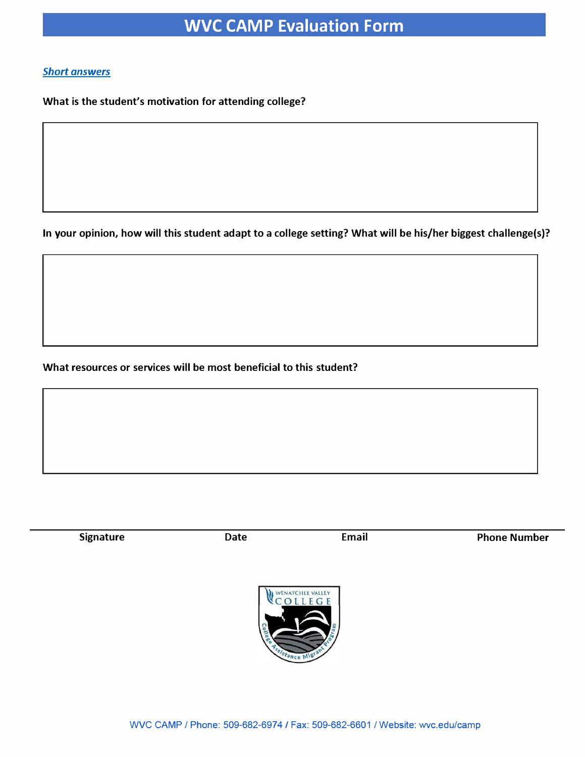# WVC CAMP Evaluation Form

***Short answers***

**What is the student's motivation for attending college?**

**In your opinion, how will this student adapt to a college setting? What will be his/her biggest challenge(s)?**

**What resources or services will be most beneficial to this student?**

| **Signature** | **Date** | **Email** | **Phone Number** |
| --- | --- | --- | --- |

WVC CAMP / Phone: 509-682-6974 / Fax: 509-682-6601 / Website: wvc.edu/camp